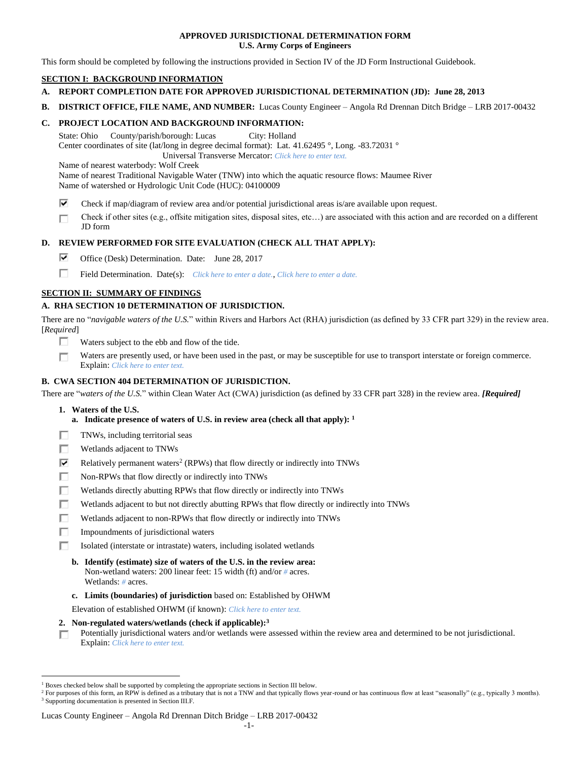**APPROVED JURISDICTIONAL DETERMINATION FORM**
**U.S. Army Corps of Engineers**

This form should be completed by following the instructions provided in Section IV of the JD Form Instructional Guidebook.

## SECTION I: BACKGROUND INFORMATION

**A. REPORT COMPLETION DATE FOR APPROVED JURISDICTIONAL DETERMINATION (JD): June 28, 2013**

**B. DISTRICT OFFICE, FILE NAME, AND NUMBER:** Lucas County Engineer – Angola Rd Drennan Ditch Bridge – LRB 2017-00432

**C. PROJECT LOCATION AND BACKGROUND INFORMATION:**

State: Ohio County/parish/borough: Lucas City: Holland
Center coordinates of site (lat/long in degree decimal format): Lat. 41.62495 °, Long. -83.72031 °
Universal Transverse Mercator: *Click here to enter text.*
Name of nearest waterbody: Wolf Creek
Name of nearest Traditional Navigable Water (TNW) into which the aquatic resource flows: Maumee River
Name of watershed or Hydrologic Unit Code (HUC): 04100009

☑ Check if map/diagram of review area and/or potential jurisdictional areas is/are available upon request.

☐ Check if other sites (e.g., offsite mitigation sites, disposal sites, etc…) are associated with this action and are recorded on a different JD form

**D. REVIEW PERFORMED FOR SITE EVALUATION (CHECK ALL THAT APPLY):**

☑ Office (Desk) Determination. Date: June 28, 2017

☐ Field Determination. Date(s): *Click here to enter a date., Click here to enter a date.*

## SECTION II: SUMMARY OF FINDINGS

**A. RHA SECTION 10 DETERMINATION OF JURISDICTION.**

There are no "*navigable waters of the U.S.*" within Rivers and Harbors Act (RHA) jurisdiction (as defined by 33 CFR part 329) in the review area. [*Required*]

☐ Waters subject to the ebb and flow of the tide.

☐ Waters are presently used, or have been used in the past, or may be susceptible for use to transport interstate or foreign commerce. Explain: *Click here to enter text.*

**B. CWA SECTION 404 DETERMINATION OF JURISDICTION.**

There are "*waters of the U.S.*" within Clean Water Act (CWA) jurisdiction (as defined by 33 CFR part 328) in the review area. ***[Required]***

**1. Waters of the U.S.**

**a. Indicate presence of waters of U.S. in review area (check all that apply):** [1]

☐ TNWs, including territorial seas

☐ Wetlands adjacent to TNWs

☑ Relatively permanent waters[2] (RPWs) that flow directly or indirectly into TNWs

☐ Non-RPWs that flow directly or indirectly into TNWs

☐ Wetlands directly abutting RPWs that flow directly or indirectly into TNWs

☐ Wetlands adjacent to but not directly abutting RPWs that flow directly or indirectly into TNWs

☐ Wetlands adjacent to non-RPWs that flow directly or indirectly into TNWs

☐ Impoundments of jurisdictional waters

☐ Isolated (interstate or intrastate) waters, including isolated wetlands

**b. Identify (estimate) size of waters of the U.S. in the review area:**
Non-wetland waters: 200 linear feet: 15 width (ft) and/or *#* acres.
Wetlands: *#* acres.

**c. Limits (boundaries) of jurisdiction** based on: Established by OHWM

Elevation of established OHWM (if known): *Click here to enter text.*

**2. Non-regulated waters/wetlands (check if applicable):**[3]

☐ Potentially jurisdictional waters and/or wetlands were assessed within the review area and determined to be not jurisdictional. Explain: *Click here to enter text.*

---

[1] Boxes checked below shall be supported by completing the appropriate sections in Section III below.
[2] For purposes of this form, an RPW is defined as a tributary that is not a TNW and that typically flows year-round or has continuous flow at least "seasonally" (e.g., typically 3 months).
[3] Supporting documentation is presented in Section III.F.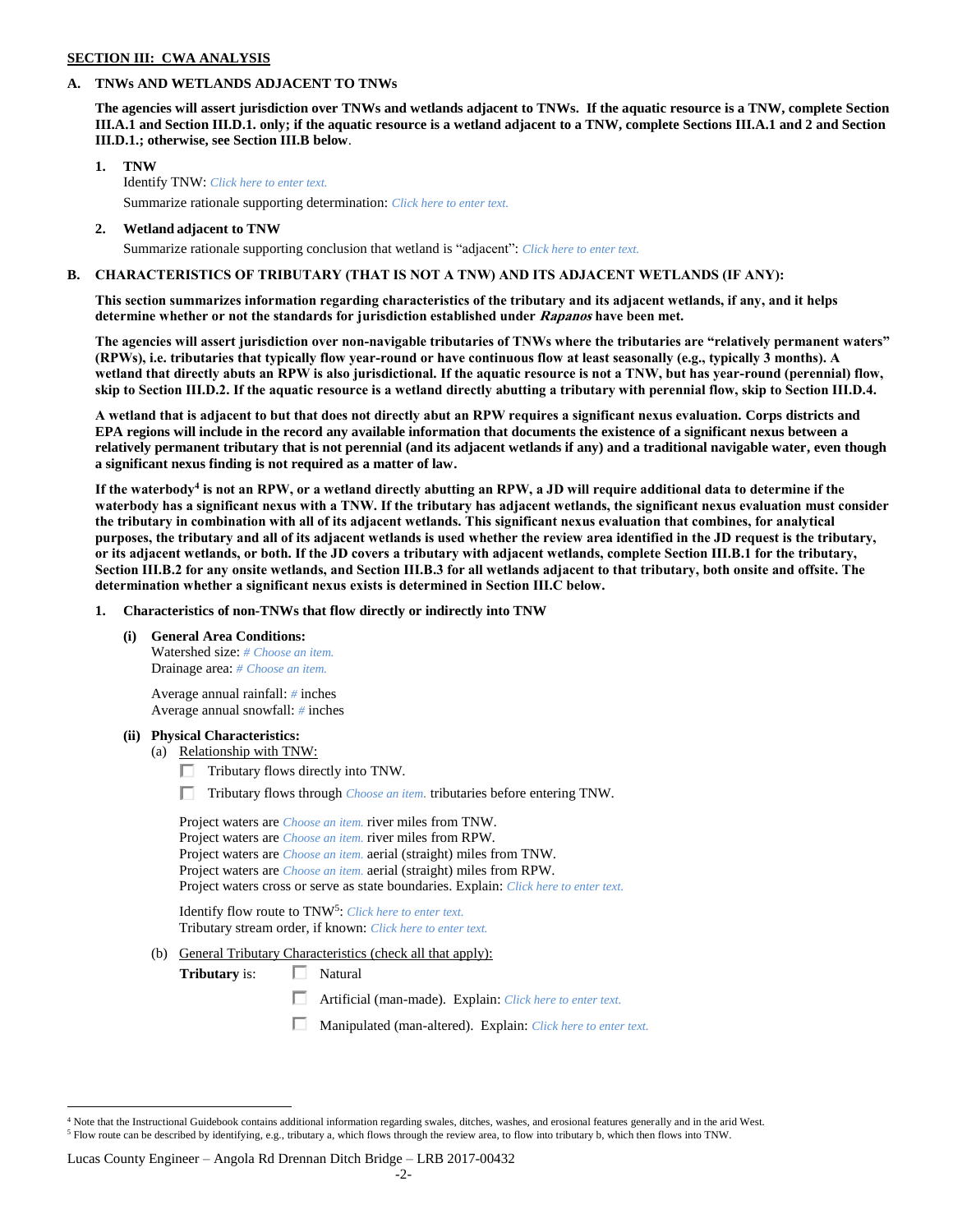**SECTION III: CWA ANALYSIS**

**A. TNWs AND WETLANDS ADJACENT TO TNWs**

**The agencies will assert jurisdiction over TNWs and wetlands adjacent to TNWs. If the aquatic resource is a TNW, complete Section III.A.1 and Section III.D.1. only; if the aquatic resource is a wetland adjacent to a TNW, complete Sections III.A.1 and 2 and Section III.D.1.; otherwise, see Section III.B below**.

**1. TNW**

Identify TNW: *Click here to enter text.*

Summarize rationale supporting determination: *Click here to enter text.*

**2. Wetland adjacent to TNW**

Summarize rationale supporting conclusion that wetland is "adjacent": *Click here to enter text.*

**B. CHARACTERISTICS OF TRIBUTARY (THAT IS NOT A TNW) AND ITS ADJACENT WETLANDS (IF ANY):**

**This section summarizes information regarding characteristics of the tributary and its adjacent wetlands, if any, and it helps determine whether or not the standards for jurisdiction established under *Rapanos* have been met.**

**The agencies will assert jurisdiction over non-navigable tributaries of TNWs where the tributaries are "relatively permanent waters" (RPWs), i.e. tributaries that typically flow year-round or have continuous flow at least seasonally (e.g., typically 3 months). A wetland that directly abuts an RPW is also jurisdictional. If the aquatic resource is not a TNW, but has year-round (perennial) flow, skip to Section III.D.2. If the aquatic resource is a wetland directly abutting a tributary with perennial flow, skip to Section III.D.4.**

**A wetland that is adjacent to but that does not directly abut an RPW requires a significant nexus evaluation. Corps districts and EPA regions will include in the record any available information that documents the existence of a significant nexus between a relatively permanent tributary that is not perennial (and its adjacent wetlands if any) and a traditional navigable water, even though a significant nexus finding is not required as a matter of law.**

**If the waterbody[4] is not an RPW, or a wetland directly abutting an RPW, a JD will require additional data to determine if the waterbody has a significant nexus with a TNW. If the tributary has adjacent wetlands, the significant nexus evaluation must consider the tributary in combination with all of its adjacent wetlands. This significant nexus evaluation that combines, for analytical purposes, the tributary and all of its adjacent wetlands is used whether the review area identified in the JD request is the tributary, or its adjacent wetlands, or both. If the JD covers a tributary with adjacent wetlands, complete Section III.B.1 for the tributary, Section III.B.2 for any onsite wetlands, and Section III.B.3 for all wetlands adjacent to that tributary, both onsite and offsite. The determination whether a significant nexus exists is determined in Section III.C below.**

**1. Characteristics of non-TNWs that flow directly or indirectly into TNW**

**(i) General Area Conditions:**

Watershed size: *# Choose an item.*
Drainage area: *# Choose an item.*

Average annual rainfall: *#* inches
Average annual snowfall: *#* inches

**(ii) Physical Characteristics:**

(a) Relationship with TNW:

☐ Tributary flows directly into TNW.

☐ Tributary flows through *Choose an item.* tributaries before entering TNW.

Project waters are *Choose an item.* river miles from TNW.
Project waters are *Choose an item.* river miles from RPW.
Project waters are *Choose an item.* aerial (straight) miles from TNW.
Project waters are *Choose an item.* aerial (straight) miles from RPW.
Project waters cross or serve as state boundaries. Explain: *Click here to enter text.*

Identify flow route to TNW[5]: *Click here to enter text.*
Tributary stream order, if known: *Click here to enter text.*

(b) General Tributary Characteristics (check all that apply):

**Tributary** is: ☐ Natural

☐ Artificial (man-made). Explain: *Click here to enter text.*

☐ Manipulated (man-altered). Explain: *Click here to enter text.*

[4] Note that the Instructional Guidebook contains additional information regarding swales, ditches, washes, and erosional features generally and in the arid West.

[5] Flow route can be described by identifying, e.g., tributary a, which flows through the review area, to flow into tributary b, which then flows into TNW.

Lucas County Engineer – Angola Rd Drennan Ditch Bridge – LRB 2017-00432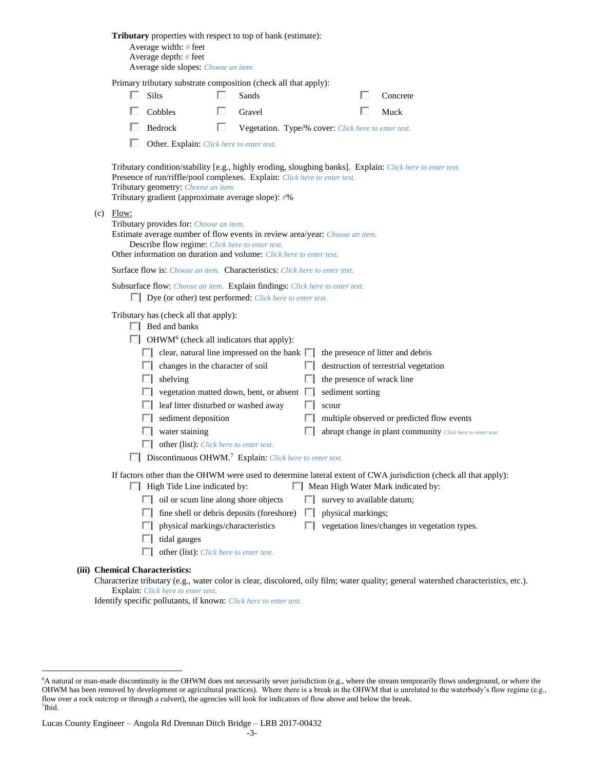**Tributary** properties with respect to top of bank (estimate):

Average width: # feet
Average depth: # feet
Average side slopes: Choose an item.

Primary tributary substrate composition (check all that apply):

- ☐ Silts
- ☐ Sands
- ☐ Concrete
- ☐ Cobbles
- ☐ Gravel
- ☐ Muck
- ☐ Bedrock
- ☐ Vegetation. Type/% cover: Click here to enter text.
- ☐ Other. Explain: Click here to enter text.

Tributary condition/stability [e.g., highly eroding, sloughing banks]. Explain: Click here to enter text.
Presence of run/riffle/pool complexes. Explain: Click here to enter text.
Tributary geometry: Choose an item.
Tributary gradient (approximate average slope): #%

(c) Flow:

Tributary provides for: Choose an item.
Estimate average number of flow events in review area/year: Choose an item.
Describe flow regime: Click here to enter text.
Other information on duration and volume: Click here to enter text.

Surface flow is: Choose an item. Characteristics: Click here to enter text.

Subsurface flow: Choose an item. Explain findings: Click here to enter text.

- ☐ Dye (or other) test performed: Click here to enter text.

Tributary has (check all that apply):

- ☐ Bed and banks
- ☐ OHWM[6] (check all indicators that apply):
  - ☐ clear, natural line impressed on the bank
  - ☐ the presence of litter and debris
  - ☐ changes in the character of soil
  - ☐ destruction of terrestrial vegetation
  - ☐ shelving
  - ☐ the presence of wrack line
  - ☐ vegetation matted down, bent, or absent
  - ☐ sediment sorting
  - ☐ leaf litter disturbed or washed away
  - ☐ scour
  - ☐ sediment deposition
  - ☐ multiple observed or predicted flow events
  - ☐ water staining
  - ☐ abrupt change in plant community Click here to enter text.
  - ☐ other (list): Click here to enter text.
- ☐ Discontinuous OHWM.[7] Explain: Click here to enter text.

If factors other than the OHWM were used to determine lateral extent of CWA jurisdiction (check all that apply):

- ☐ High Tide Line indicated by:
  - ☐ oil or scum line along shore objects
  - ☐ fine shell or debris deposits (foreshore)
  - ☐ physical markings/characteristics
  - ☐ tidal gauges
  - ☐ other (list): Click here to enter text.
- ☐ Mean High Water Mark indicated by:
  - ☐ survey to available datum;
  - ☐ physical markings;
  - ☐ vegetation lines/changes in vegetation types.

**(iii) Chemical Characteristics:**

Characterize tributary (e.g., water color is clear, discolored, oily film; water quality; general watershed characteristics, etc.).
Explain: Click here to enter text.
Identify specific pollutants, if known: Click here to enter text.

---

[6] A natural or man-made discontinuity in the OHWM does not necessarily sever jurisdiction (e.g., where the stream temporarily flows underground, or where the OHWM has been removed by development or agricultural practices). Where there is a break in the OHWM that is unrelated to the waterbody's flow regime (e.g., flow over a rock outcrop or through a culvert), the agencies will look for indicators of flow above and below the break.
[7] Ibid.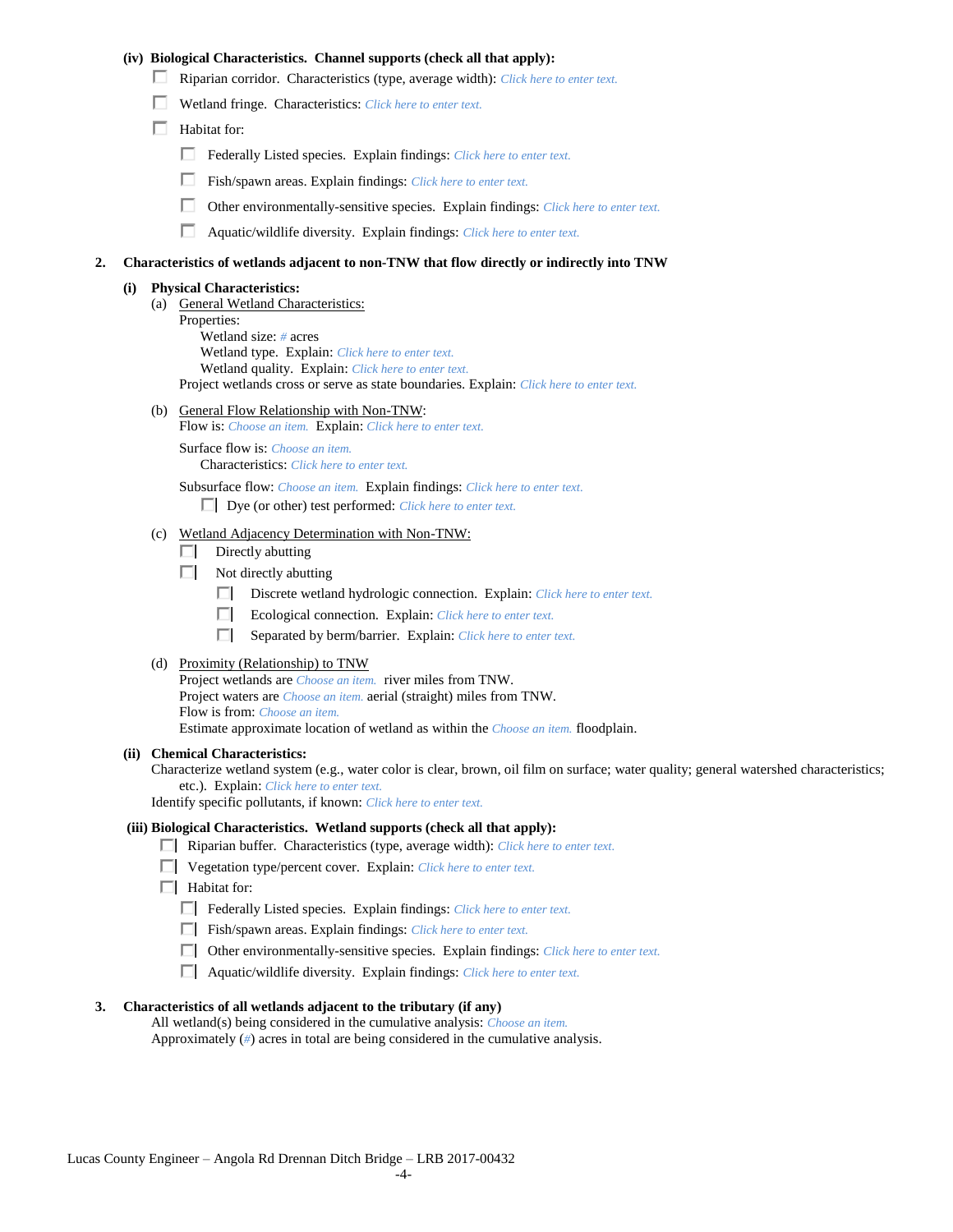**(iv) Biological Characteristics. Channel supports (check all that apply):**

- ☐ Riparian corridor. Characteristics (type, average width): *Click here to enter text.*
- ☐ Wetland fringe. Characteristics: *Click here to enter text.*
- ☐ Habitat for:
  - ☐ Federally Listed species. Explain findings: *Click here to enter text.*
  - ☐ Fish/spawn areas. Explain findings: *Click here to enter text.*
  - ☐ Other environmentally-sensitive species. Explain findings: *Click here to enter text.*
  - ☐ Aquatic/wildlife diversity. Explain findings: *Click here to enter text.*

**2. Characteristics of wetlands adjacent to non-TNW that flow directly or indirectly into TNW**

**(i) Physical Characteristics:**

(a) General Wetland Characteristics:

Properties:

Wetland size: *#* acres

Wetland type. Explain: *Click here to enter text.*

Wetland quality. Explain: *Click here to enter text.*

Project wetlands cross or serve as state boundaries. Explain: *Click here to enter text.*

(b) General Flow Relationship with Non-TNW:

Flow is: *Choose an item.* Explain: *Click here to enter text.*

Surface flow is: *Choose an item.*

Characteristics: *Click here to enter text.*

Subsurface flow: *Choose an item.* Explain findings: *Click here to enter text.*

- ☐ Dye (or other) test performed: *Click here to enter text.*

(c) Wetland Adjacency Determination with Non-TNW:

- ☐ Directly abutting
- ☐ Not directly abutting
  - ☐ Discrete wetland hydrologic connection. Explain: *Click here to enter text.*
  - ☐ Ecological connection. Explain: *Click here to enter text.*
  - ☐ Separated by berm/barrier. Explain: *Click here to enter text.*

(d) Proximity (Relationship) to TNW

Project wetlands are *Choose an item.* river miles from TNW.

Project waters are *Choose an item.* aerial (straight) miles from TNW.

Flow is from: *Choose an item.*

Estimate approximate location of wetland as within the *Choose an item.* floodplain.

**(ii) Chemical Characteristics:**

Characterize wetland system (e.g., water color is clear, brown, oil film on surface; water quality; general watershed characteristics; etc.). Explain: *Click here to enter text.*

Identify specific pollutants, if known: *Click here to enter text.*

**(iii) Biological Characteristics. Wetland supports (check all that apply):**

- ☐ Riparian buffer. Characteristics (type, average width): *Click here to enter text.*
- ☐ Vegetation type/percent cover. Explain: *Click here to enter text.*
- ☐ Habitat for:
  - ☐ Federally Listed species. Explain findings: *Click here to enter text.*
  - ☐ Fish/spawn areas. Explain findings: *Click here to enter text.*
  - ☐ Other environmentally-sensitive species. Explain findings: *Click here to enter text.*
  - ☐ Aquatic/wildlife diversity. Explain findings: *Click here to enter text.*

**3. Characteristics of all wetlands adjacent to the tributary (if any)**

All wetland(s) being considered in the cumulative analysis: *Choose an item.*

Approximately (*#*) acres in total are being considered in the cumulative analysis.

Lucas County Engineer – Angola Rd Drennan Ditch Bridge – LRB 2017-00432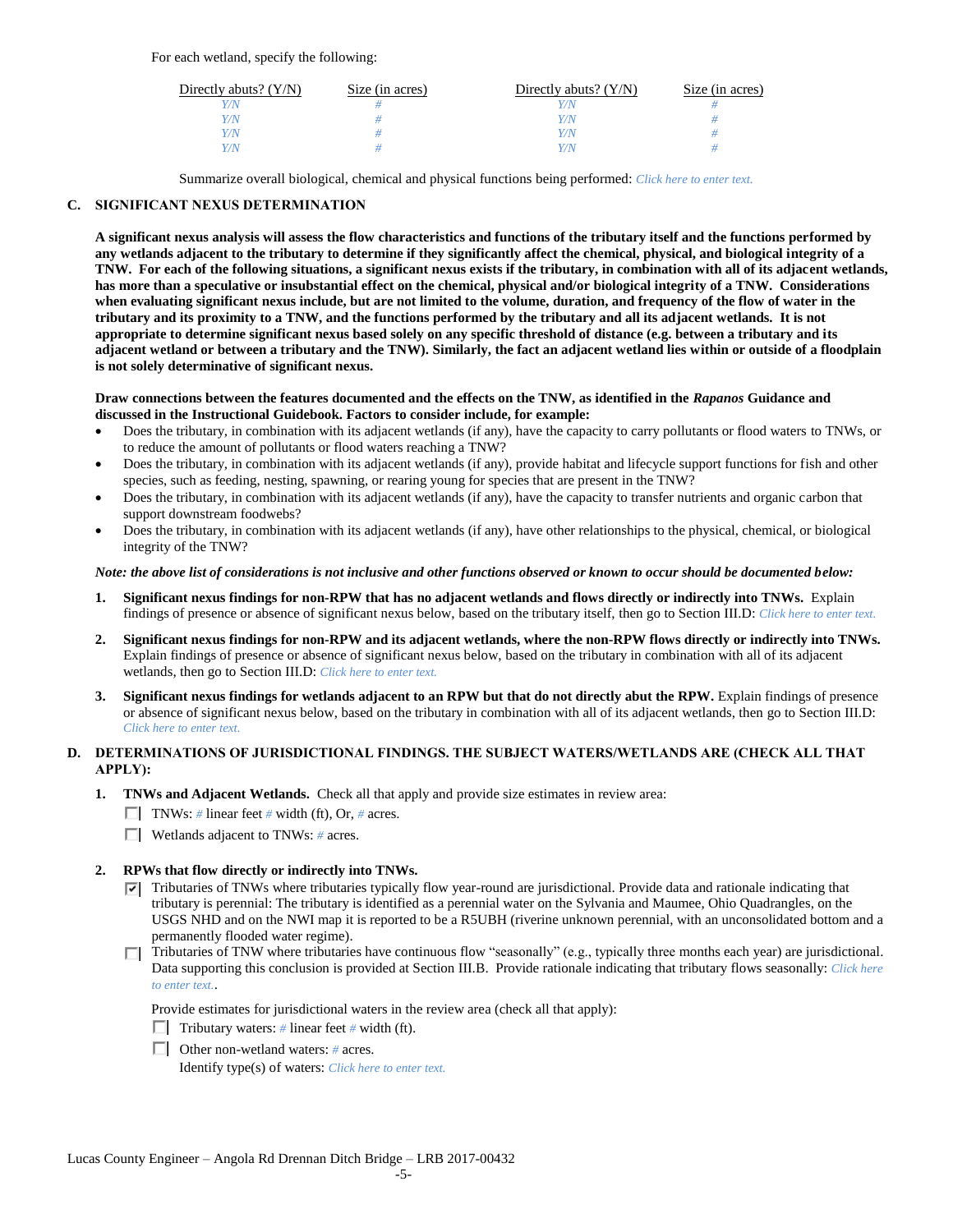For each wetland, specify the following:

| Directly abuts? (Y/N) | Size (in acres) | Directly abuts? (Y/N) | Size (in acres) |
|---|---|---|---|
| Y/N | # | Y/N | # |
| Y/N | # | Y/N | # |
| Y/N | # | Y/N | # |
| Y/N | # | Y/N | # |

Summarize overall biological, chemical and physical functions being performed: Click here to enter text.

## C. SIGNIFICANT NEXUS DETERMINATION

**A significant nexus analysis will assess the flow characteristics and functions of the tributary itself and the functions performed by any wetlands adjacent to the tributary to determine if they significantly affect the chemical, physical, and biological integrity of a TNW. For each of the following situations, a significant nexus exists if the tributary, in combination with all of its adjacent wetlands, has more than a speculative or insubstantial effect on the chemical, physical and/or biological integrity of a TNW. Considerations when evaluating significant nexus include, but are not limited to the volume, duration, and frequency of the flow of water in the tributary and its proximity to a TNW, and the functions performed by the tributary and all its adjacent wetlands. It is not appropriate to determine significant nexus based solely on any specific threshold of distance (e.g. between a tributary and its adjacent wetland or between a tributary and the TNW). Similarly, the fact an adjacent wetland lies within or outside of a floodplain is not solely determinative of significant nexus.**

**Draw connections between the features documented and the effects on the TNW, as identified in the *Rapanos* Guidance and discussed in the Instructional Guidebook. Factors to consider include, for example:**

- Does the tributary, in combination with its adjacent wetlands (if any), have the capacity to carry pollutants or flood waters to TNWs, or to reduce the amount of pollutants or flood waters reaching a TNW?
- Does the tributary, in combination with its adjacent wetlands (if any), provide habitat and lifecycle support functions for fish and other species, such as feeding, nesting, spawning, or rearing young for species that are present in the TNW?
- Does the tributary, in combination with its adjacent wetlands (if any), have the capacity to transfer nutrients and organic carbon that support downstream foodwebs?
- Does the tributary, in combination with its adjacent wetlands (if any), have other relationships to the physical, chemical, or biological integrity of the TNW?

***Note: the above list of considerations is not inclusive and other functions observed or known to occur should be documented below:***

1. **Significant nexus findings for non-RPW that has no adjacent wetlands and flows directly or indirectly into TNWs.** Explain findings of presence or absence of significant nexus below, based on the tributary itself, then go to Section III.D: Click here to enter text.

2. **Significant nexus findings for non-RPW and its adjacent wetlands, where the non-RPW flows directly or indirectly into TNWs.** Explain findings of presence or absence of significant nexus below, based on the tributary in combination with all of its adjacent wetlands, then go to Section III.D: Click here to enter text.

3. **Significant nexus findings for wetlands adjacent to an RPW but that do not directly abut the RPW.** Explain findings of presence or absence of significant nexus below, based on the tributary in combination with all of its adjacent wetlands, then go to Section III.D: Click here to enter text.

## D. DETERMINATIONS OF JURISDICTIONAL FINDINGS. THE SUBJECT WATERS/WETLANDS ARE (CHECK ALL THAT APPLY):

1. **TNWs and Adjacent Wetlands.** Check all that apply and provide size estimates in review area:
   - ☐ TNWs: # linear feet # width (ft), Or, # acres.
   - ☐ Wetlands adjacent to TNWs: # acres.

2. **RPWs that flow directly or indirectly into TNWs.**
   - ☑ Tributaries of TNWs where tributaries typically flow year-round are jurisdictional. Provide data and rationale indicating that tributary is perennial: The tributary is identified as a perennial water on the Sylvania and Maumee, Ohio Quadrangles, on the USGS NHD and on the NWI map it is reported to be a R5UBH (riverine unknown perennial, with an unconsolidated bottom and a permanently flooded water regime).
   - ☐ Tributaries of TNW where tributaries have continuous flow "seasonally" (e.g., typically three months each year) are jurisdictional. Data supporting this conclusion is provided at Section III.B. Provide rationale indicating that tributary flows seasonally: Click here to enter text..

   Provide estimates for jurisdictional waters in the review area (check all that apply):
   - ☐ Tributary waters: # linear feet # width (ft).
   - ☐ Other non-wetland waters: # acres.
     Identify type(s) of waters: Click here to enter text.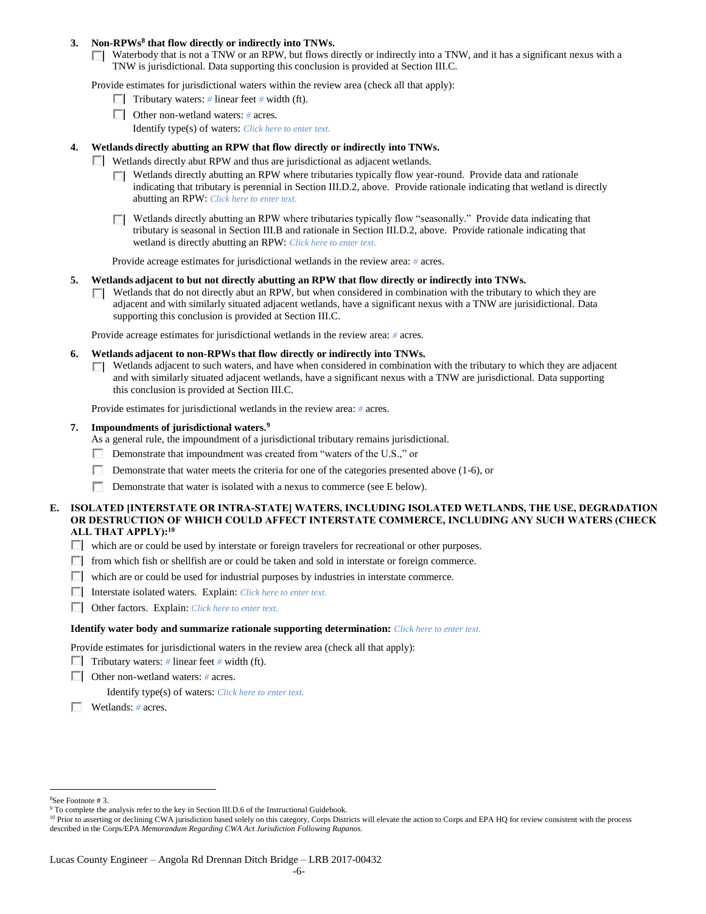**3. Non-RPWs[8] that flow directly or indirectly into TNWs.**

☐ Waterbody that is not a TNW or an RPW, but flows directly or indirectly into a TNW, and it has a significant nexus with a TNW is jurisdictional. Data supporting this conclusion is provided at Section III.C.

Provide estimates for jurisdictional waters within the review area (check all that apply):

- ☐ Tributary waters: # linear feet # width (ft).
- ☐ Other non-wetland waters: # acres.

  Identify type(s) of waters: *Click here to enter text.*

**4. Wetlands directly abutting an RPW that flow directly or indirectly into TNWs.**

☐ Wetlands directly abut RPW and thus are jurisdictional as adjacent wetlands.

- ☐ Wetlands directly abutting an RPW where tributaries typically flow year-round. Provide data and rationale indicating that tributary is perennial in Section III.D.2, above. Provide rationale indicating that wetland is directly abutting an RPW: *Click here to enter text.*
- ☐ Wetlands directly abutting an RPW where tributaries typically flow "seasonally." Provide data indicating that tributary is seasonal in Section III.B and rationale in Section III.D.2, above. Provide rationale indicating that wetland is directly abutting an RPW: *Click here to enter text.*

Provide acreage estimates for jurisdictional wetlands in the review area: # acres.

**5. Wetlands adjacent to but not directly abutting an RPW that flow directly or indirectly into TNWs.**

☐ Wetlands that do not directly abut an RPW, but when considered in combination with the tributary to which they are adjacent and with similarly situated adjacent wetlands, have a significant nexus with a TNW are jurisdictional. Data supporting this conclusion is provided at Section III.C.

Provide acreage estimates for jurisdictional wetlands in the review area: # acres.

**6. Wetlands adjacent to non-RPWs that flow directly or indirectly into TNWs.**

☐ Wetlands adjacent to such waters, and have when considered in combination with the tributary to which they are adjacent and with similarly situated adjacent wetlands, have a significant nexus with a TNW are jurisdictional. Data supporting this conclusion is provided at Section III.C.

Provide estimates for jurisdictional wetlands in the review area: # acres.

**7. Impoundments of jurisdictional waters.[9]**

As a general rule, the impoundment of a jurisdictional tributary remains jurisdictional.

- ☐ Demonstrate that impoundment was created from "waters of the U.S.," or
- ☐ Demonstrate that water meets the criteria for one of the categories presented above (1-6), or
- ☐ Demonstrate that water is isolated with a nexus to commerce (see E below).

**E. ISOLATED [INTERSTATE OR INTRA-STATE] WATERS, INCLUDING ISOLATED WETLANDS, THE USE, DEGRADATION OR DESTRUCTION OF WHICH COULD AFFECT INTERSTATE COMMERCE, INCLUDING ANY SUCH WATERS (CHECK ALL THAT APPLY):[10]**

- ☐ which are or could be used by interstate or foreign travelers for recreational or other purposes.
- ☐ from which fish or shellfish are or could be taken and sold in interstate or foreign commerce.
- ☐ which are or could be used for industrial purposes by industries in interstate commerce.
- ☐ Interstate isolated waters. Explain: *Click here to enter text.*
- ☐ Other factors. Explain: *Click here to enter text.*

**Identify water body and summarize rationale supporting determination:** *Click here to enter text.*

Provide estimates for jurisdictional waters in the review area (check all that apply):

- ☐ Tributary waters: # linear feet # width (ft).
- ☐ Other non-wetland waters: # acres.

  Identify type(s) of waters: *Click here to enter text.*
- ☐ Wetlands: # acres.

---

[8] See Footnote # 3.

[9] To complete the analysis refer to the key in Section III.D.6 of the Instructional Guidebook.

[10] Prior to asserting or declining CWA jurisdiction based solely on this category, Corps Districts will elevate the action to Corps and EPA HQ for review consistent with the process described in the Corps/EPA *Memorandum Regarding CWA Act Jurisdiction Following Rapanos.*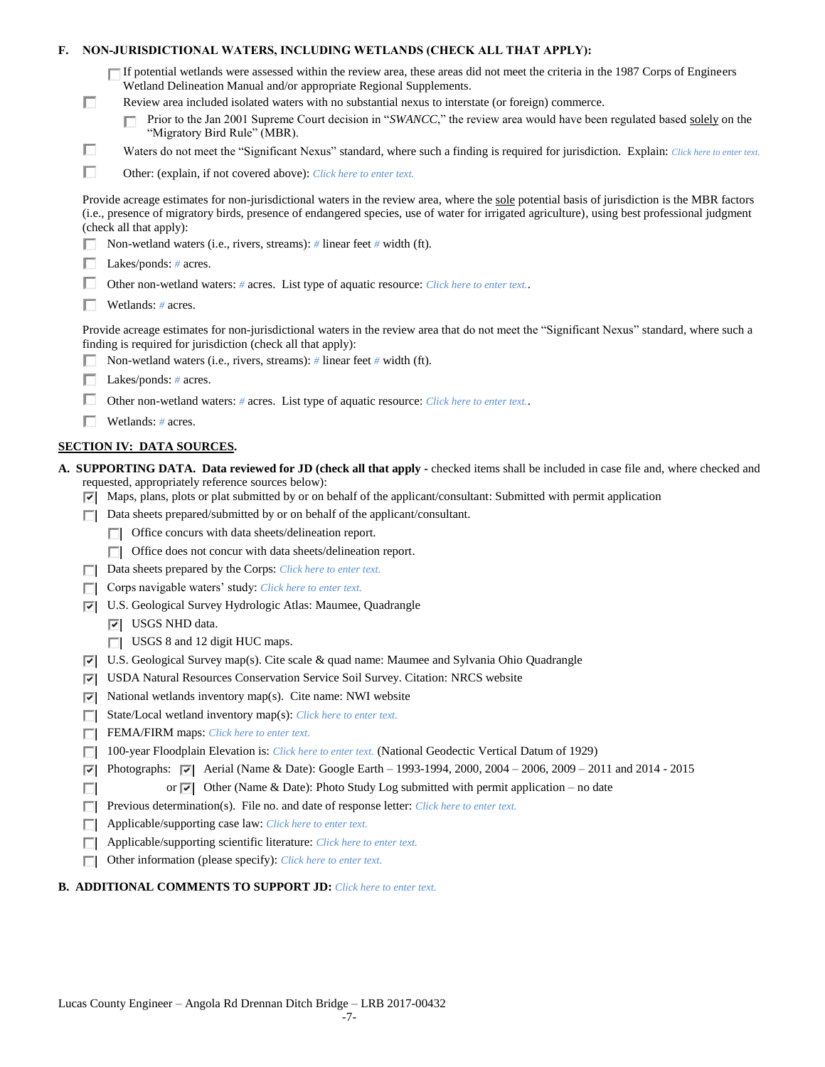**F. NON-JURISDICTIONAL WATERS, INCLUDING WETLANDS (CHECK ALL THAT APPLY):**

- ☐ If potential wetlands were assessed within the review area, these areas did not meet the criteria in the 1987 Corps of Engineers Wetland Delineation Manual and/or appropriate Regional Supplements.
- ☐ Review area included isolated waters with no substantial nexus to interstate (or foreign) commerce.
  - ☐ Prior to the Jan 2001 Supreme Court decision in "*SWANCC*," the review area would have been regulated based solely on the "Migratory Bird Rule" (MBR).
- ☐ Waters do not meet the "Significant Nexus" standard, where such a finding is required for jurisdiction. Explain: *Click here to enter text.*
- ☐ Other: (explain, if not covered above): *Click here to enter text.*

Provide acreage estimates for non-jurisdictional waters in the review area, where the sole potential basis of jurisdiction is the MBR factors (i.e., presence of migratory birds, presence of endangered species, use of water for irrigated agriculture), using best professional judgment (check all that apply):

- ☐ Non-wetland waters (i.e., rivers, streams): *#* linear feet *#* width (ft).
- ☐ Lakes/ponds: *#* acres.
- ☐ Other non-wetland waters: *#* acres. List type of aquatic resource: *Click here to enter text.*.
- ☐ Wetlands: *#* acres.

Provide acreage estimates for non-jurisdictional waters in the review area that do not meet the "Significant Nexus" standard, where such a finding is required for jurisdiction (check all that apply):

- ☐ Non-wetland waters (i.e., rivers, streams): *#* linear feet *#* width (ft).
- ☐ Lakes/ponds: *#* acres.
- ☐ Other non-wetland waters: *#* acres. List type of aquatic resource: *Click here to enter text.*.
- ☐ Wetlands: *#* acres.

## SECTION IV: DATA SOURCES.

**A. SUPPORTING DATA. Data reviewed for JD (check all that apply** - checked items shall be included in case file and, where checked and requested, appropriately reference sources below):

- ☑ Maps, plans, plots or plat submitted by or on behalf of the applicant/consultant: Submitted with permit application
- ☐ Data sheets prepared/submitted by or on behalf of the applicant/consultant.
  - ☐ Office concurs with data sheets/delineation report.
  - ☐ Office does not concur with data sheets/delineation report.
- ☐ Data sheets prepared by the Corps: *Click here to enter text.*
- ☐ Corps navigable waters' study: *Click here to enter text.*
- ☑ U.S. Geological Survey Hydrologic Atlas: Maumee, Quadrangle
  - ☑ USGS NHD data.
  - ☐ USGS 8 and 12 digit HUC maps.
- ☑ U.S. Geological Survey map(s). Cite scale & quad name: Maumee and Sylvania Ohio Quadrangle
- ☑ USDA Natural Resources Conservation Service Soil Survey. Citation: NRCS website
- ☑ National wetlands inventory map(s). Cite name: NWI website
- ☐ State/Local wetland inventory map(s): *Click here to enter text.*
- ☐ FEMA/FIRM maps: *Click here to enter text.*
- ☐ 100-year Floodplain Elevation is: *Click here to enter text.* (National Geodectic Vertical Datum of 1929)
- ☑ Photographs: ☑ Aerial (Name & Date): Google Earth – 1993-1994, 2000, 2004 – 2006, 2009 – 2011 and 2014 - 2015
- ☐ or ☑ Other (Name & Date): Photo Study Log submitted with permit application – no date
- ☐ Previous determination(s). File no. and date of response letter: *Click here to enter text.*
- ☐ Applicable/supporting case law: *Click here to enter text.*
- ☐ Applicable/supporting scientific literature: *Click here to enter text.*
- ☐ Other information (please specify): *Click here to enter text.*

**B. ADDITIONAL COMMENTS TO SUPPORT JD:** *Click here to enter text.*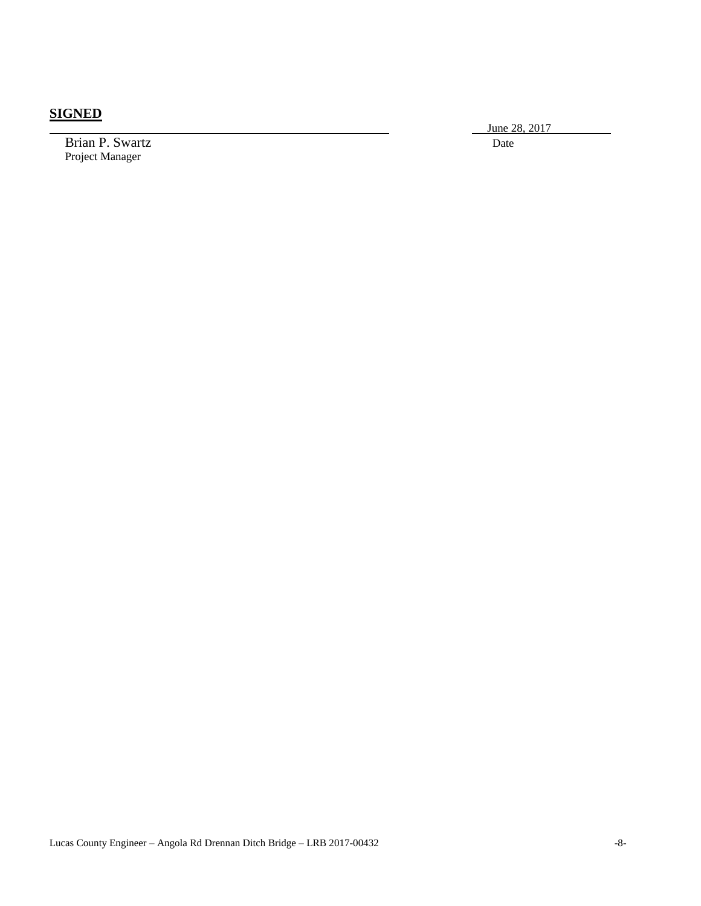**SIGNED**

Brian P. Swartz
Project Manager

June 28, 2017
Date